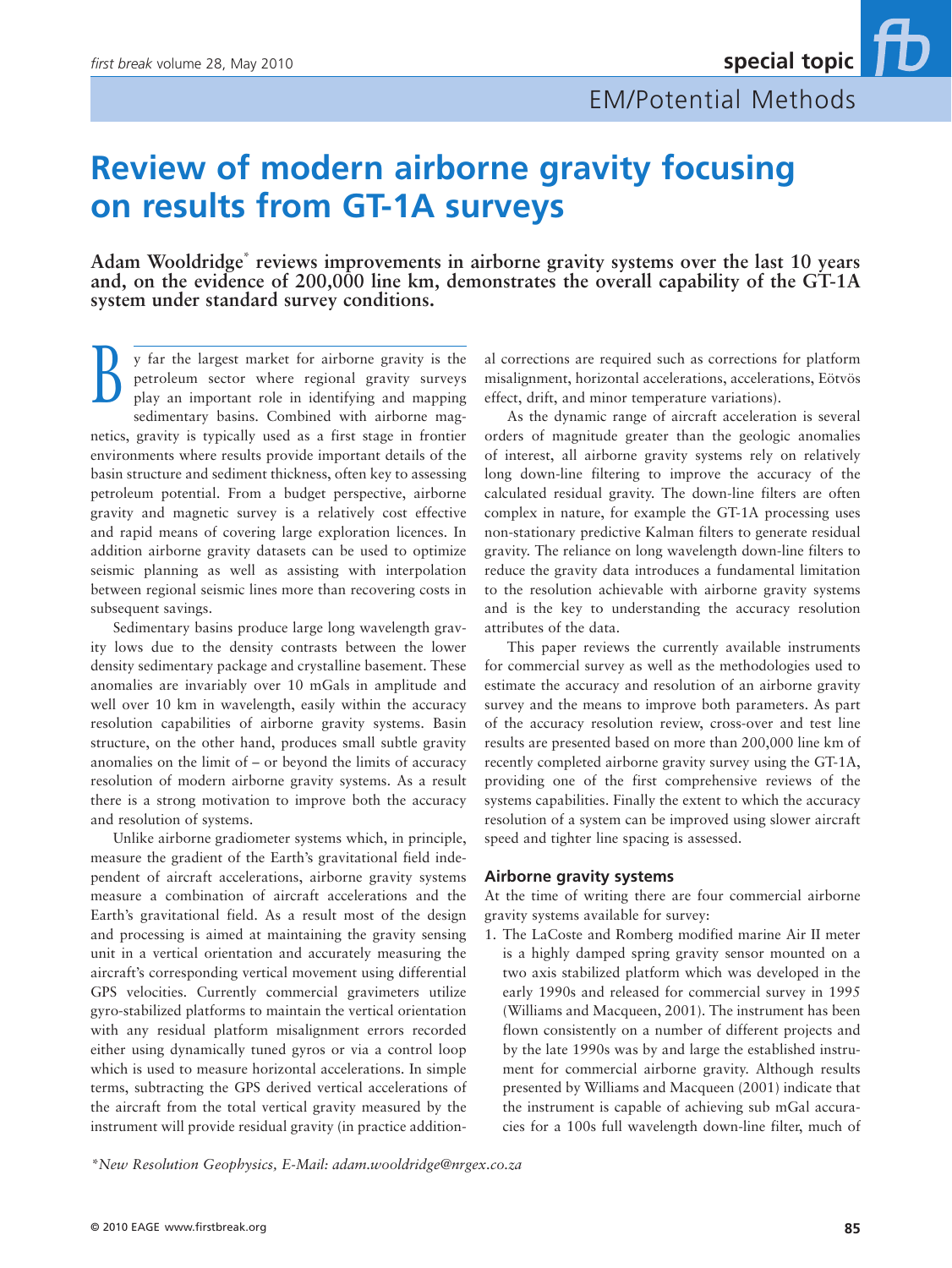# Review of modern airborne gravity focusing on results from GT-1A surveys

**Adam Wooldridge* reviews improvements in airborne gravity systems over the last 10 years and, on the evidence of 200,000 line km, demonstrates the overall capability of the GT-1A system under standard survey conditions.**

By far the largest market for airborne gravity is the petroleum sector where regional gravity surveys play an important role in identifying and mapping sedimentary basins. Combined with airborne magnetics, gravity is typically used as a first stage in frontier environments where results provide important details of the basin structure and sediment thickness, often key to assessing petroleum potential. From a budget perspective, airborne gravity and magnetic survey is a relatively cost effective and rapid means of covering large exploration licences. In addition airborne gravity datasets can be used to optimize seismic planning as well as assisting with interpolation between regional seismic lines more than recovering costs in subsequent savings.

Sedimentary basins produce large long wavelength gravity lows due to the density contrasts between the lower density sedimentary package and crystalline basement. These anomalies are invariably over 10 mGals in amplitude and well over 10 km in wavelength, easily within the accuracy resolution capabilities of airborne gravity systems. Basin structure, on the other hand, produces small subtle gravity anomalies on the limit of – or beyond the limits of accuracy resolution of modern airborne gravity systems. As a result there is a strong motivation to improve both the accuracy and resolution of systems.

Unlike airborne gradiometer systems which, in principle, measure the gradient of the Earth's gravitational field independent of aircraft accelerations, airborne gravity systems measure a combination of aircraft accelerations and the Earth's gravitational field. As a result most of the design and processing is aimed at maintaining the gravity sensing unit in a vertical orientation and accurately measuring the aircraft's corresponding vertical movement using differential GPS velocities. Currently commercial gravimeters utilize gyro-stabilized platforms to maintain the vertical orientation with any residual platform misalignment errors recorded either using dynamically tuned gyros or via a control loop which is used to measure horizontal accelerations. In simple terms, subtracting the GPS derived vertical accelerations of the aircraft from the total vertical gravity measured by the instrument will provide residual gravity (in practice additional corrections are required such as corrections for platform misalignment, horizontal accelerations, accelerations, Eötvös effect, drift, and minor temperature variations).

As the dynamic range of aircraft acceleration is several orders of magnitude greater than the geologic anomalies of interest, all airborne gravity systems rely on relatively long down-line filtering to improve the accuracy of the calculated residual gravity. The down-line filters are often complex in nature, for example the GT-1A processing uses non-stationary predictive Kalman filters to generate residual gravity. The reliance on long wavelength down-line filters to reduce the gravity data introduces a fundamental limitation to the resolution achievable with airborne gravity systems and is the key to understanding the accuracy resolution attributes of the data.

This paper reviews the currently available instruments for commercial survey as well as the methodologies used to estimate the accuracy and resolution of an airborne gravity survey and the means to improve both parameters. As part of the accuracy resolution review, cross-over and test line results are presented based on more than 200,000 line km of recently completed airborne gravity survey using the GT-1A, providing one of the first comprehensive reviews of the systems capabilities. Finally the extent to which the accuracy resolution of a system can be improved using slower aircraft speed and tighter line spacing is assessed.

### Airborne gravity systems

At the time of writing there are four commercial airborne gravity systems available for survey:

1. The LaCoste and Romberg modified marine Air II meter is a highly damped spring gravity sensor mounted on a two axis stabilized platform which was developed in the early 1990s and released for commercial survey in 1995 (Williams and Macqueen, 2001). The instrument has been flown consistently on a number of different projects and by the late 1990s was by and large the established instrument for commercial airborne gravity. Although results presented by Williams and Macqueen (2001) indicate that the instrument is capable of achieving sub mGal accuracies for a 100s full wavelength down-line filter, much of

*New Resolution Geophysics, E-Mail: adam.wooldridge@nrgex.co.za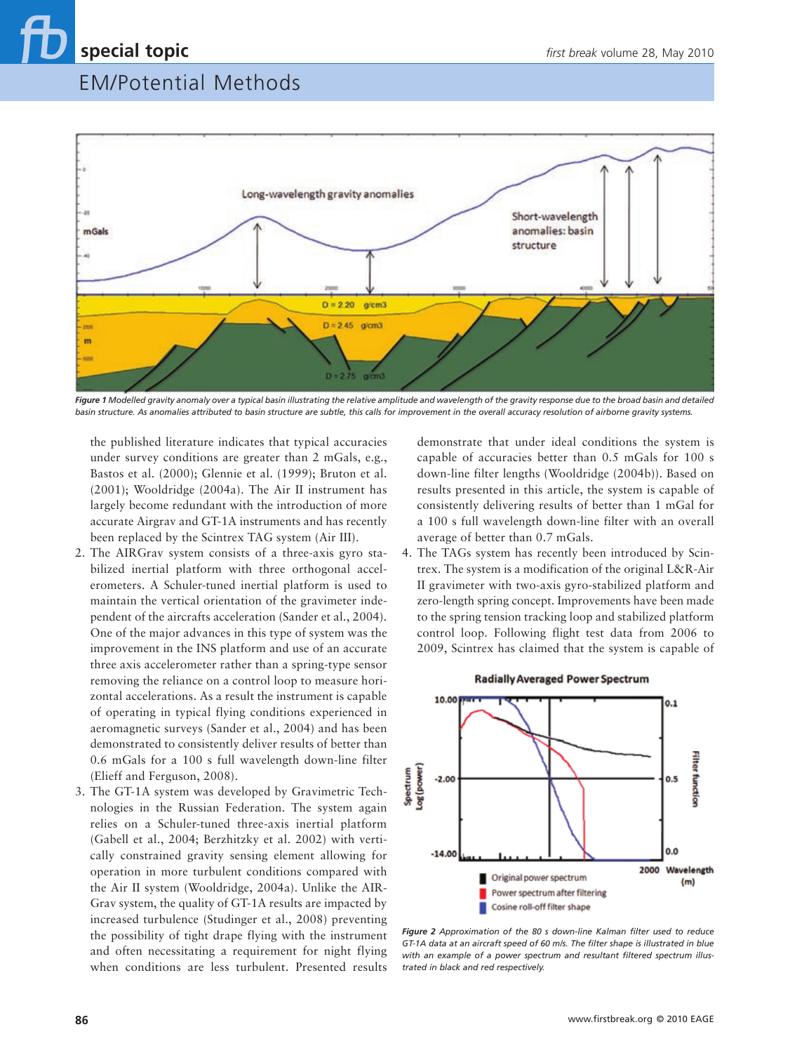*Figure 1 Modelled gravity anomaly over a typical basin illustrating the relative amplitude and wavelength of the gravity response due to the broad basin and detailed basin structure. As anomalies attributed to basin structure are subtle, this calls for improvement in the overall accuracy resolution of airborne gravity systems.*

the published literature indicates that typical accuracies under survey conditions are greater than 2 mGals, e.g., Bastos et al. (2000); Glennie et al. (1999); Bruton et al. (2001); Wooldridge (2004a). The Air II instrument has largely become redundant with the introduction of more accurate Airgrav and GT-1A instruments and has recently been replaced by the Scintrex TAG system (Air III).

2. The AIRGrav system consists of a three-axis gyro stabilized inertial platform with three orthogonal accelerometers. A Schuler-tuned inertial platform is used to maintain the vertical orientation of the gravimeter independent of the aircrafts acceleration (Sander et al., 2004). One of the major advances in this type of system was the improvement in the INS platform and use of an accurate three axis accelerometer rather than a spring-type sensor removing the reliance on a control loop to measure horizontal accelerations. As a result the instrument is capable of operating in typical flying conditions experienced in aeromagnetic surveys (Sander et al., 2004) and has been demonstrated to consistently deliver results of better than 0.6 mGals for a 100 s full wavelength down-line filter (Elieff and Ferguson, 2008).
3. The GT-1A system was developed by Gravimetric Technologies in the Russian Federation. The system again relies on a Schuler-tuned three-axis inertial platform (Gabell et al., 2004; Berzhitzky et al. 2002) with vertically constrained gravity sensing element allowing for operation in more turbulent conditions compared with the Air II system (Wooldridge, 2004a). Unlike the AIRGrav system, the quality of GT-1A results are impacted by increased turbulence (Studinger et al., 2008) preventing the possibility of tight drape flying with the instrument and often necessitating a requirement for night flying when conditions are less turbulent. Presented results demonstrate that under ideal conditions the system is capable of accuracies better than 0.5 mGals for 100 s down-line filter lengths (Wooldridge (2004b)). Based on results presented in this article, the system is capable of consistently delivering results of better than 1 mGal for a 100 s full wavelength down-line filter with an overall average of better than 0.7 mGals.
4. The TAGs system has recently been introduced by Scintrex. The system is a modification of the original L&R-Air II gravimeter with two-axis gyro-stabilized platform and zero-length spring concept. Improvements have been made to the spring tension tracking loop and stabilized platform control loop. Following flight test data from 2006 to 2009, Scintrex has claimed that the system is capable of

*Figure 2 Approximation of the 80 s down-line Kalman filter used to reduce GT-1A data at an aircraft speed of 60 m/s. The filter shape is illustrated in blue with an example of a power spectrum and resultant filtered spectrum illustrated in black and red respectively.*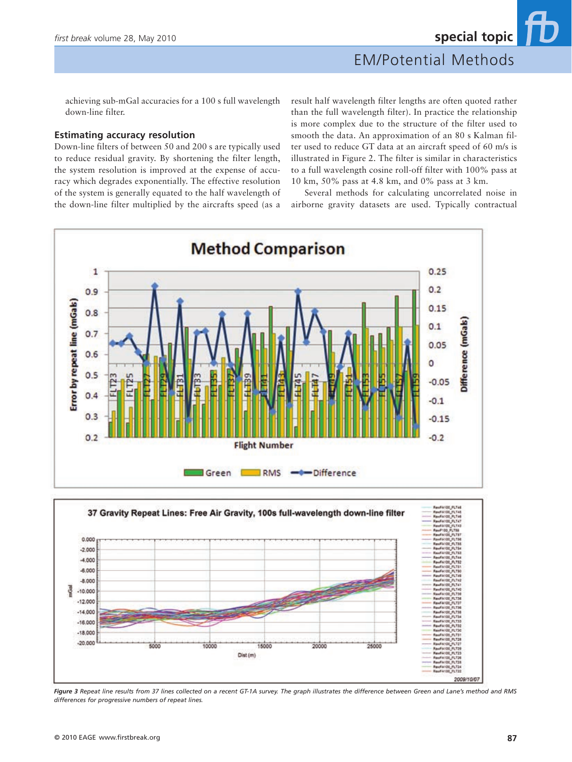achieving sub-mGal accuracies for a 100 s full wavelength down-line filter.

## Estimating accuracy resolution

Down-line filters of between 50 and 200 s are typically used to reduce residual gravity. By shortening the filter length, the system resolution is improved at the expense of accuracy which degrades exponentially. The effective resolution of the system is generally equated to the half wavelength of the down-line filter multiplied by the aircrafts speed (as a result half wavelength filter lengths are often quoted rather than the full wavelength filter). In practice the relationship is more complex due to the structure of the filter used to smooth the data. An approximation of an 80 s Kalman filter used to reduce GT data at an aircraft speed of 60 m/s is illustrated in Figure 2. The filter is similar in characteristics to a full wavelength cosine roll-off filter with 100% pass at 10 km, 50% pass at 4.8 km, and 0% pass at 3 km.

Several methods for calculating uncorrelated noise in airborne gravity datasets are used. Typically contractual

*Figure 3* *Repeat line results from 37 lines collected on a recent GT-1A survey. The graph illustrates the difference between Green and Lane's method and RMS differences for progressive numbers of repeat lines.*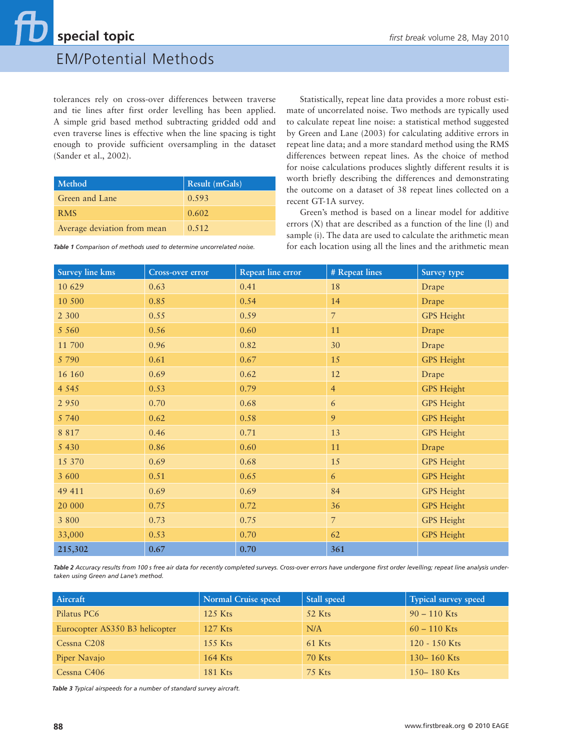tolerances rely on cross-over differences between traverse and tie lines after first order levelling has been applied. A simple grid based method subtracting gridded odd and even traverse lines is effective when the line spacing is tight enough to provide sufficient oversampling in the dataset (Sander et al., 2002).

| Method | Result (mGals) |
|---|---|
| Green and Lane | 0.593 |
| RMS | 0.602 |
| Average deviation from mean | 0.512 |

*Table 1 Comparison of methods used to determine uncorrelated noise.*

Statistically, repeat line data provides a more robust estimate of uncorrelated noise. Two methods are typically used to calculate repeat line noise: a statistical method suggested by Green and Lane (2003) for calculating additive errors in repeat line data; and a more standard method using the RMS differences between repeat lines. As the choice of method for noise calculations produces slightly different results it is worth briefly describing the differences and demonstrating the outcome on a dataset of 38 repeat lines collected on a recent GT-1A survey.

Green's method is based on a linear model for additive errors (X) that are described as a function of the line (l) and sample (i). The data are used to calculate the arithmetic mean for each location using all the lines and the arithmetic mean

| Survey line kms | Cross-over error | Repeat line error | # Repeat lines | Survey type |
|---|---|---|---|---|
| 10 629 | 0.63 | 0.41 | 18 | Drape |
| 10 500 | 0.85 | 0.54 | 14 | Drape |
| 2 300 | 0.55 | 0.59 | 7 | GPS Height |
| 5 560 | 0.56 | 0.60 | 11 | Drape |
| 11 700 | 0.96 | 0.82 | 30 | Drape |
| 5 790 | 0.61 | 0.67 | 15 | GPS Height |
| 16 160 | 0.69 | 0.62 | 12 | Drape |
| 4 545 | 0.53 | 0.79 | 4 | GPS Height |
| 2 950 | 0.70 | 0.68 | 6 | GPS Height |
| 5 740 | 0.62 | 0.58 | 9 | GPS Height |
| 8 817 | 0.46 | 0.71 | 13 | GPS Height |
| 5 430 | 0.86 | 0.60 | 11 | Drape |
| 15 370 | 0.69 | 0.68 | 15 | GPS Height |
| 3 600 | 0.51 | 0.65 | 6 | GPS Height |
| 49 411 | 0.69 | 0.69 | 84 | GPS Height |
| 20 000 | 0.75 | 0.72 | 36 | GPS Height |
| 3 800 | 0.73 | 0.75 | 7 | GPS Height |
| 33,000 | 0.53 | 0.70 | 62 | GPS Height |
| 215,302 | 0.67 | 0.70 | 361 | |

*Table 2 Accuracy results from 100 s free air data for recently completed surveys. Cross-over errors have undergone first order levelling; repeat line analysis undertaken using Green and Lane's method.*

| Aircraft | Normal Cruise speed | Stall speed | Typical survey speed |
|---|---|---|---|
| Pilatus PC6 | 125 Kts | 52 Kts | 90 – 110 Kts |
| Eurocopter AS350 B3 helicopter | 127 Kts | N/A | 60 – 110 Kts |
| Cessna C208 | 155 Kts | 61 Kts | 120 - 150 Kts |
| Piper Navajo | 164 Kts | 70 Kts | 130– 160 Kts |
| Cessna C406 | 181 Kts | 75 Kts | 150– 180 Kts |

*Table 3 Typical airspeeds for a number of standard survey aircraft.*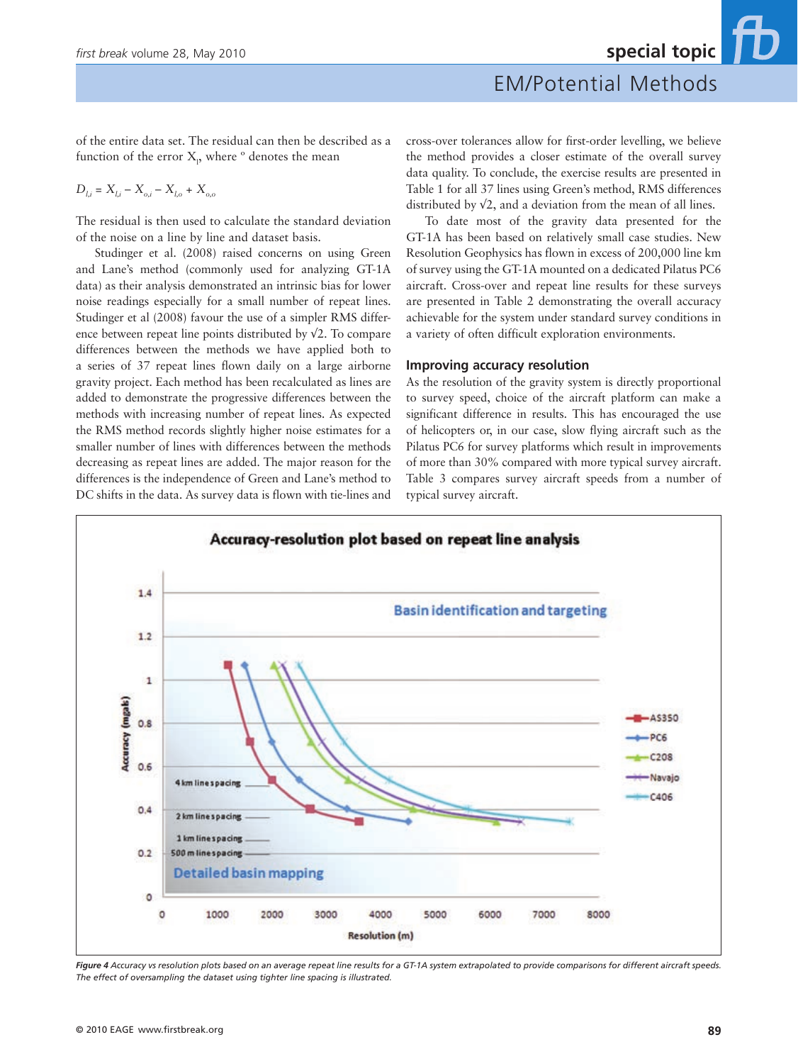of the entire data set. The residual can then be described as a function of the error $X_l$, where $^o$ denotes the mean

$$D_{l,i} = X_{l,i} - X_{o,i} - X_{l,o} + X_{o,o}$$

The residual is then used to calculate the standard deviation of the noise on a line by line and dataset basis.

Studinger et al. (2008) raised concerns on using Green and Lane's method (commonly used for analyzing GT-1A data) as their analysis demonstrated an intrinsic bias for lower noise readings especially for a small number of repeat lines. Studinger et al (2008) favour the use of a simpler RMS difference between repeat line points distributed by √2. To compare differences between the methods we have applied both to a series of 37 repeat lines flown daily on a large airborne gravity project. Each method has been recalculated as lines are added to demonstrate the progressive differences between the methods with increasing number of repeat lines. As expected the RMS method records slightly higher noise estimates for a smaller number of lines with differences between the methods decreasing as repeat lines are added. The major reason for the differences is the independence of Green and Lane's method to DC shifts in the data. As survey data is flown with tie-lines and cross-over tolerances allow for first-order levelling, we believe the method provides a closer estimate of the overall survey data quality. To conclude, the exercise results are presented in Table 1 for all 37 lines using Green's method, RMS differences distributed by √2, and a deviation from the mean of all lines.

To date most of the gravity data presented for the GT-1A has been based on relatively small case studies. New Resolution Geophysics has flown in excess of 200,000 line km of survey using the GT-1A mounted on a dedicated Pilatus PC6 aircraft. Cross-over and repeat line results for these surveys are presented in Table 2 demonstrating the overall accuracy achievable for the system under standard survey conditions in a variety of often difficult exploration environments.

## Improving accuracy resolution

As the resolution of the gravity system is directly proportional to survey speed, choice of the aircraft platform can make a significant difference in results. This has encouraged the use of helicopters or, in our case, slow flying aircraft such as the Pilatus PC6 for survey platforms which result in improvements of more than 30% compared with more typical survey aircraft. Table 3 compares survey aircraft speeds from a number of typical survey aircraft.

*Figure 4 Accuracy vs resolution plots based on an average repeat line results for a GT-1A system extrapolated to provide comparisons for different aircraft speeds. The effect of oversampling the dataset using tighter line spacing is illustrated.*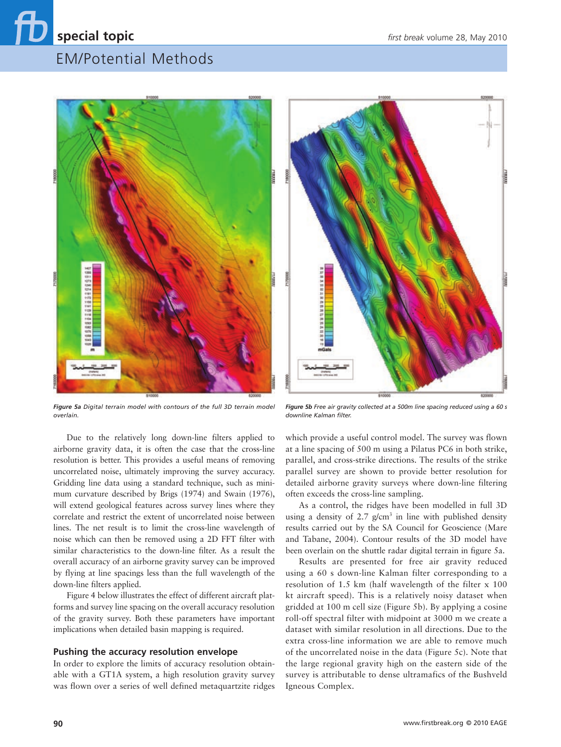*Figure 5a Digital terrain model with contours of the full 3D terrain model overlain.*

*Figure 5b Free air gravity collected at a 500m line spacing reduced using a 60 s downline Kalman filter.*

Due to the relatively long down-line filters applied to airborne gravity data, it is often the case that the cross-line resolution is better. This provides a useful means of removing uncorrelated noise, ultimately improving the survey accuracy. Gridding line data using a standard technique, such as minimum curvature described by Brigs (1974) and Swain (1976), will extend geological features across survey lines where they correlate and restrict the extent of uncorrelated noise between lines. The net result is to limit the cross-line wavelength of noise which can then be removed using a 2D FFT filter with similar characteristics to the down-line filter. As a result the overall accuracy of an airborne gravity survey can be improved by flying at line spacings less than the full wavelength of the down-line filters applied.

Figure 4 below illustrates the effect of different aircraft platforms and survey line spacing on the overall accuracy resolution of the gravity survey. Both these parameters have important implications when detailed basin mapping is required.

## Pushing the accuracy resolution envelope

In order to explore the limits of accuracy resolution obtainable with a GT1A system, a high resolution gravity survey was flown over a series of well defined metaquartzite ridges which provide a useful control model. The survey was flown at a line spacing of 500 m using a Pilatus PC6 in both strike, parallel, and cross-strike directions. The results of the strike parallel survey are shown to provide better resolution for detailed airborne gravity surveys where down-line filtering often exceeds the cross-line sampling.

As a control, the ridges have been modelled in full 3D using a density of 2.7 g/cm$^3$ in line with published density results carried out by the SA Council for Geoscience (Mare and Tabane, 2004). Contour results of the 3D model have been overlain on the shuttle radar digital terrain in figure 5a.

Results are presented for free air gravity reduced using a 60 s down-line Kalman filter corresponding to a resolution of 1.5 km (half wavelength of the filter x 100 kt aircraft speed). This is a relatively noisy dataset when gridded at 100 m cell size (Figure 5b). By applying a cosine roll-off spectral filter with midpoint at 3000 m we create a dataset with similar resolution in all directions. Due to the extra cross-line information we are able to remove much of the uncorrelated noise in the data (Figure 5c). Note that the large regional gravity high on the eastern side of the survey is attributable to dense ultramafics of the Bushveld Igneous Complex.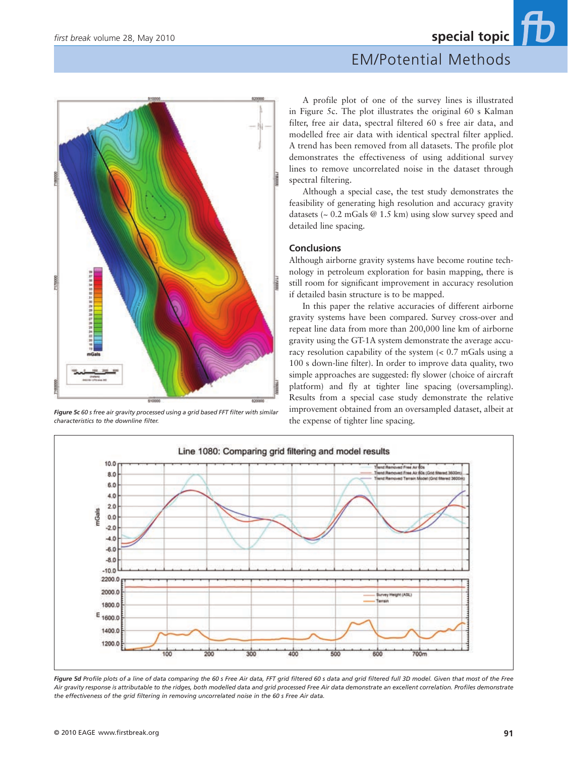*Figure 5c* 60 s free air gravity processed using a grid based FFT filter with similar characteristics to the downline filter.

A profile plot of one of the survey lines is illustrated in Figure 5c. The plot illustrates the original 60 s Kalman filter, free air data, spectral filtered 60 s free air data, and modelled free air data with identical spectral filter applied. A trend has been removed from all datasets. The profile plot demonstrates the effectiveness of using additional survey lines to remove uncorrelated noise in the dataset through spectral filtering.

Although a special case, the test study demonstrates the feasibility of generating high resolution and accuracy gravity datasets (~ 0.2 mGals @ 1.5 km) using slow survey speed and detailed line spacing.

## Conclusions

Although airborne gravity systems have become routine technology in petroleum exploration for basin mapping, there is still room for significant improvement in accuracy resolution if detailed basin structure is to be mapped.

In this paper the relative accuracies of different airborne gravity systems have been compared. Survey cross-over and repeat line data from more than 200,000 line km of airborne gravity using the GT-1A system demonstrate the average accuracy resolution capability of the system (< 0.7 mGals using a 100 s down-line filter). In order to improve data quality, two simple approaches are suggested: fly slower (choice of aircraft platform) and fly at tighter line spacing (oversampling). Results from a special case study demonstrate the relative improvement obtained from an oversampled dataset, albeit at the expense of tighter line spacing.

*Figure 5d* Profile plots of a line of data comparing the 60 s Free Air data, FFT grid filtered 60 s data and grid filtered full 3D model. Given that most of the Free Air gravity response is attributable to the ridges, both modelled data and grid processed Free Air data demonstrate an excellent correlation. Profiles demonstrate the effectiveness of the grid filtering in removing uncorrelated noise in the 60 s Free Air data.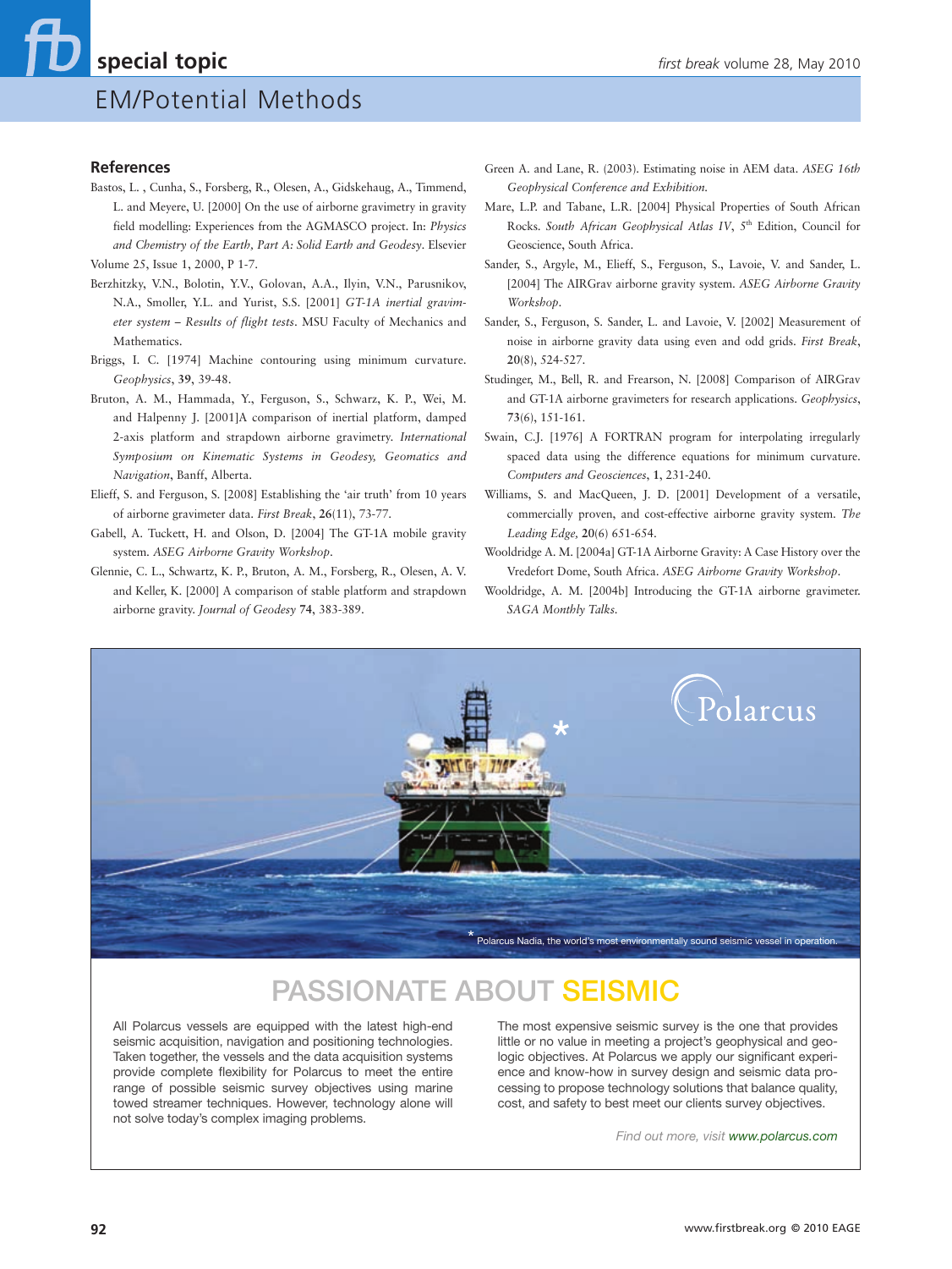## References

Bastos, L. , Cunha, S., Forsberg, R., Olesen, A., Gidskehaug, A., Timmend, L. and Meyere, U. [2000] On the use of airborne gravimetry in gravity field modelling: Experiences from the AGMASCO project. In: *Physics and Chemistry of the Earth, Part A: Solid Earth and Geodesy*. Elsevier Volume 25, Issue 1, 2000, P 1-7.

Berzhitzky, V.N., Bolotin, Y.V., Golovan, A.A., Ilyin, V.N., Parusnikov, N.A., Smoller, Y.L. and Yurist, S.S. [2001] *GT-1A inertial gravimeter system – Results of flight tests*. MSU Faculty of Mechanics and Mathematics.

Briggs, I. C. [1974] Machine contouring using minimum curvature. *Geophysics*, **39**, 39-48.

Bruton, A. M., Hammada, Y., Ferguson, S., Schwarz, K. P., Wei, M. and Halpenny J. [2001]A comparison of inertial platform, damped 2-axis platform and strapdown airborne gravimetry. *International Symposium on Kinematic Systems in Geodesy, Geomatics and Navigation*, Banff, Alberta.

Elieff, S. and Ferguson, S. [2008] Establishing the 'air truth' from 10 years of airborne gravimeter data. *First Break*, **26**(11), 73-77.

Gabell, A. Tuckett, H. and Olson, D. [2004] The GT-1A mobile gravity system. *ASEG Airborne Gravity Workshop*.

Glennie, C. L., Schwartz, K. P., Bruton, A. M., Forsberg, R., Olesen, A. V. and Keller, K. [2000] A comparison of stable platform and strapdown airborne gravity. *Journal of Geodesy* **74**, 383-389.

Green A. and Lane, R. (2003). Estimating noise in AEM data. *ASEG 16th Geophysical Conference and Exhibition*.

Mare, L.P. and Tabane, L.R. [2004] Physical Properties of South African Rocks. *South African Geophysical Atlas IV*, 5th Edition, Council for Geoscience, South Africa.

Sander, S., Argyle, M., Elieff, S., Ferguson, S., Lavoie, V. and Sander, L. [2004] The AIRGrav airborne gravity system. *ASEG Airborne Gravity Workshop*.

Sander, S., Ferguson, S. Sander, L. and Lavoie, V. [2002] Measurement of noise in airborne gravity data using even and odd grids. *First Break*, **20**(8), 524-527.

Studinger, M., Bell, R. and Frearson, N. [2008] Comparison of AIRGrav and GT-1A airborne gravimeters for research applications. *Geophysics*, **73**(6), 151-161.

Swain, C.J. [1976] A FORTRAN program for interpolating irregularly spaced data using the difference equations for minimum curvature. *Computers and Geosciences*, **1**, 231-240.

Williams, S. and MacQueen, J. D. [2001] Development of a versatile, commercially proven, and cost-effective airborne gravity system. *The Leading Edge,* **20**(6) 651-654.

Wooldridge A. M. [2004a] GT-1A Airborne Gravity: A Case History over the Vredefort Dome, South Africa. *ASEG Airborne Gravity Workshop*.

Wooldridge, A. M. [2004b] Introducing the GT-1A airborne gravimeter. *SAGA Monthly Talks.*

Polarcus

* Polarcus Nadia, the world's most environmentally sound seismic vessel in operation.

PASSIONATE ABOUT SEISMIC

All Polarcus vessels are equipped with the latest high-end seismic acquisition, navigation and positioning technologies. Taken together, the vessels and the data acquisition systems provide complete flexibility for Polarcus to meet the entire range of possible seismic survey objectives using marine towed streamer techniques. However, technology alone will not solve today's complex imaging problems.

The most expensive seismic survey is the one that provides little or no value in meeting a project's geophysical and geologic objectives. At Polarcus we apply our significant experience and know-how in survey design and seismic data processing to propose technology solutions that balance quality, cost, and safety to best meet our clients survey objectives.

*Find out more, visit www.polarcus.com*